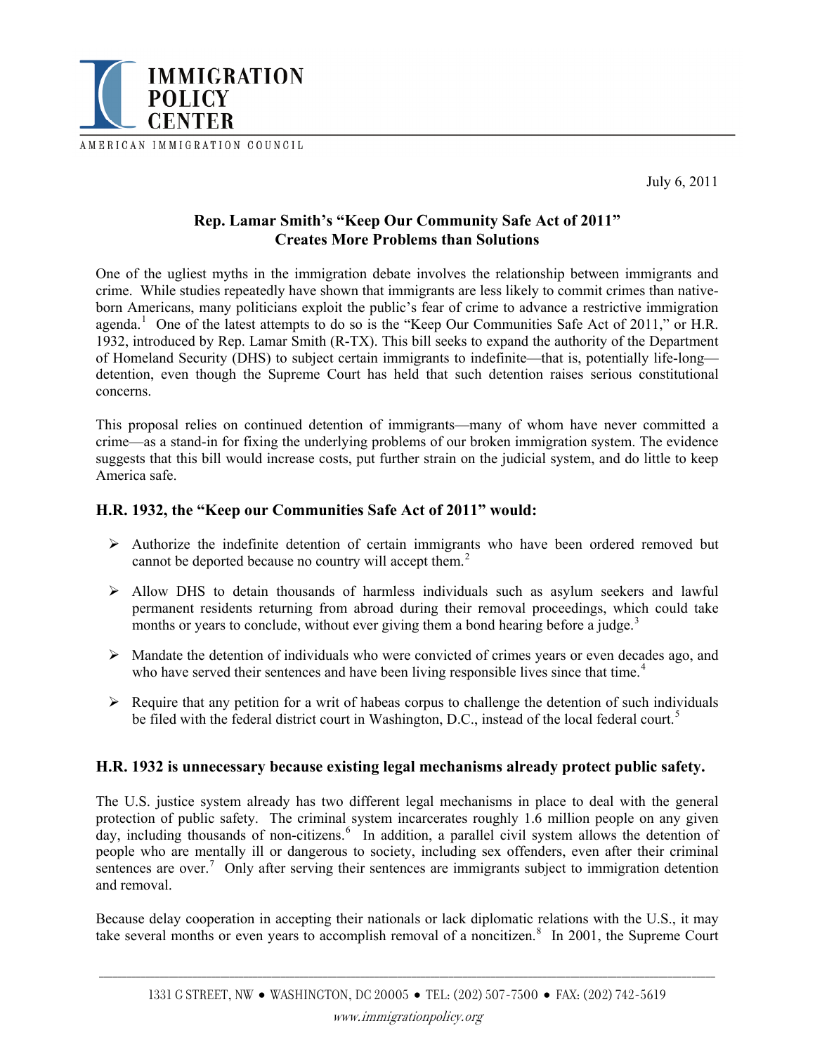IMMIGRATION POLICY CENTER

AMERICAN IMMIGRATION COUNCIL

July 6, 2011

## Rep. Lamar Smith's "Keep Our Community Safe Act of 2011" Creates More Problems than Solutions

One of the ugliest myths in the immigration debate involves the relationship between immigrants and crime. While studies repeatedly have shown that immigrants are less likely to commit crimes than native-born Americans, many politicians exploit the public's fear of crime to advance a restrictive immigration agenda.[1] One of the latest attempts to do so is the "Keep Our Communities Safe Act of 2011," or H.R. 1932, introduced by Rep. Lamar Smith (R-TX). This bill seeks to expand the authority of the Department of Homeland Security (DHS) to subject certain immigrants to indefinite—that is, potentially life-long—detention, even though the Supreme Court has held that such detention raises serious constitutional concerns.

This proposal relies on continued detention of immigrants—many of whom have never committed a crime—as a stand-in for fixing the underlying problems of our broken immigration system. The evidence suggests that this bill would increase costs, put further strain on the judicial system, and do little to keep America safe.

### H.R. 1932, the "Keep our Communities Safe Act of 2011" would:

- Authorize the indefinite detention of certain immigrants who have been ordered removed but cannot be deported because no country will accept them.[2]
- Allow DHS to detain thousands of harmless individuals such as asylum seekers and lawful permanent residents returning from abroad during their removal proceedings, which could take months or years to conclude, without ever giving them a bond hearing before a judge.[3]
- Mandate the detention of individuals who were convicted of crimes years or even decades ago, and who have served their sentences and have been living responsible lives since that time.[4]
- Require that any petition for a writ of habeas corpus to challenge the detention of such individuals be filed with the federal district court in Washington, D.C., instead of the local federal court.[5]

### H.R. 1932 is unnecessary because existing legal mechanisms already protect public safety.

The U.S. justice system already has two different legal mechanisms in place to deal with the general protection of public safety. The criminal system incarcerates roughly 1.6 million people on any given day, including thousands of non-citizens.[6] In addition, a parallel civil system allows the detention of people who are mentally ill or dangerous to society, including sex offenders, even after their criminal sentences are over.[7] Only after serving their sentences are immigrants subject to immigration detention and removal.

Because delay cooperation in accepting their nationals or lack diplomatic relations with the U.S., it may take several months or even years to accomplish removal of a noncitizen.[8] In 2001, the Supreme Court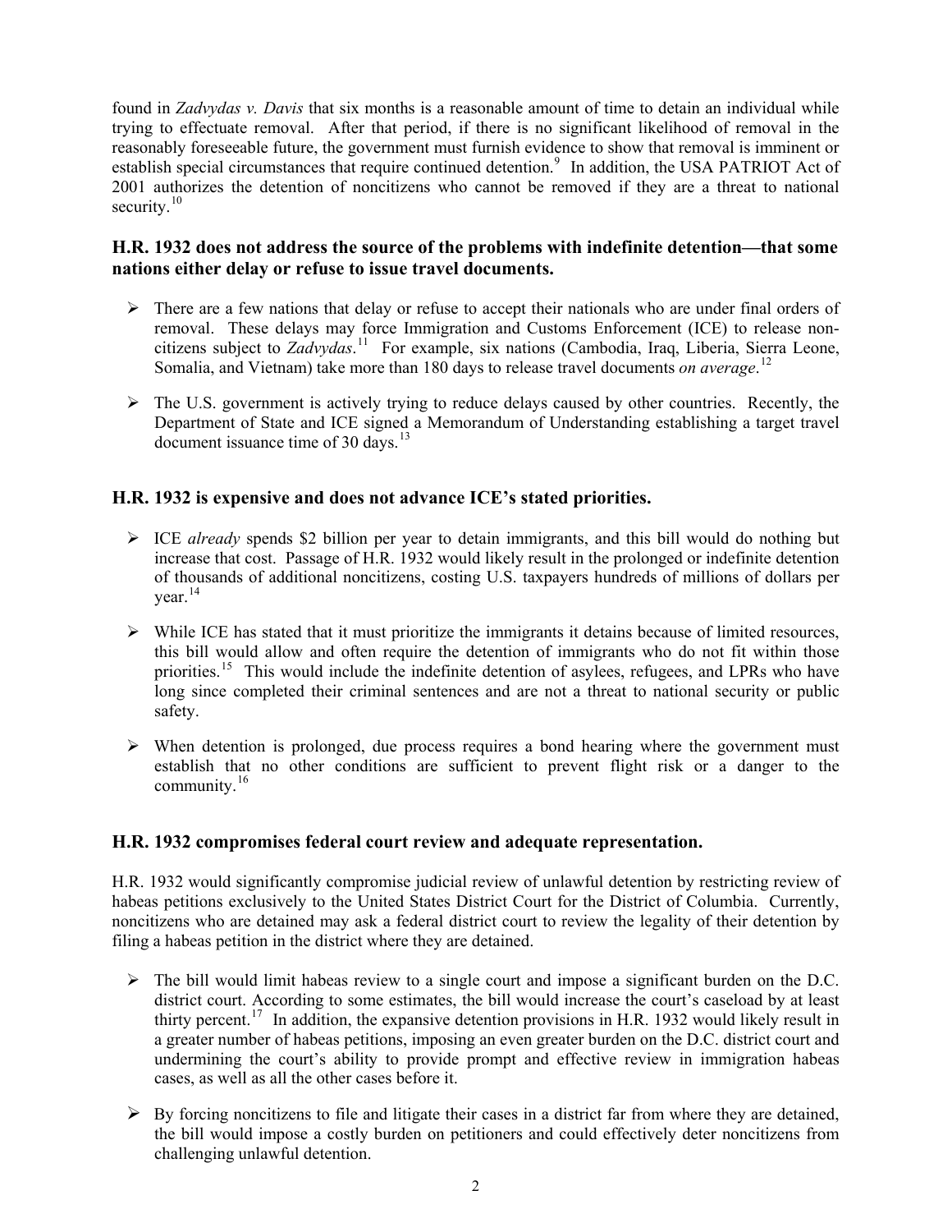found in *Zadvydas v. Davis* that six months is a reasonable amount of time to detain an individual while trying to effectuate removal. After that period, if there is no significant likelihood of removal in the reasonably foreseeable future, the government must furnish evidence to show that removal is imminent or establish special circumstances that require continued detention.[9] In addition, the USA PATRIOT Act of 2001 authorizes the detention of noncitizens who cannot be removed if they are a threat to national security.[10]

### H.R. 1932 does not address the source of the problems with indefinite detention—that some nations either delay or refuse to issue travel documents.

- There are a few nations that delay or refuse to accept their nationals who are under final orders of removal. These delays may force Immigration and Customs Enforcement (ICE) to release non-citizens subject to *Zadvydas*.[11] For example, six nations (Cambodia, Iraq, Liberia, Sierra Leone, Somalia, and Vietnam) take more than 180 days to release travel documents *on average*.[12]
- The U.S. government is actively trying to reduce delays caused by other countries. Recently, the Department of State and ICE signed a Memorandum of Understanding establishing a target travel document issuance time of 30 days.[13]

### H.R. 1932 is expensive and does not advance ICE's stated priorities.

- ICE *already* spends $2 billion per year to detain immigrants, and this bill would do nothing but increase that cost. Passage of H.R. 1932 would likely result in the prolonged or indefinite detention of thousands of additional noncitizens, costing U.S. taxpayers hundreds of millions of dollars per year.[14]
- While ICE has stated that it must prioritize the immigrants it detains because of limited resources, this bill would allow and often require the detention of immigrants who do not fit within those priorities.[15] This would include the indefinite detention of asylees, refugees, and LPRs who have long since completed their criminal sentences and are not a threat to national security or public safety.
- When detention is prolonged, due process requires a bond hearing where the government must establish that no other conditions are sufficient to prevent flight risk or a danger to the community.[16]

### H.R. 1932 compromises federal court review and adequate representation.

H.R. 1932 would significantly compromise judicial review of unlawful detention by restricting review of habeas petitions exclusively to the United States District Court for the District of Columbia. Currently, noncitizens who are detained may ask a federal district court to review the legality of their detention by filing a habeas petition in the district where they are detained.

- The bill would limit habeas review to a single court and impose a significant burden on the D.C. district court. According to some estimates, the bill would increase the court's caseload by at least thirty percent.[17] In addition, the expansive detention provisions in H.R. 1932 would likely result in a greater number of habeas petitions, imposing an even greater burden on the D.C. district court and undermining the court's ability to provide prompt and effective review in immigration habeas cases, as well as all the other cases before it.
- By forcing noncitizens to file and litigate their cases in a district far from where they are detained, the bill would impose a costly burden on petitioners and could effectively deter noncitizens from challenging unlawful detention.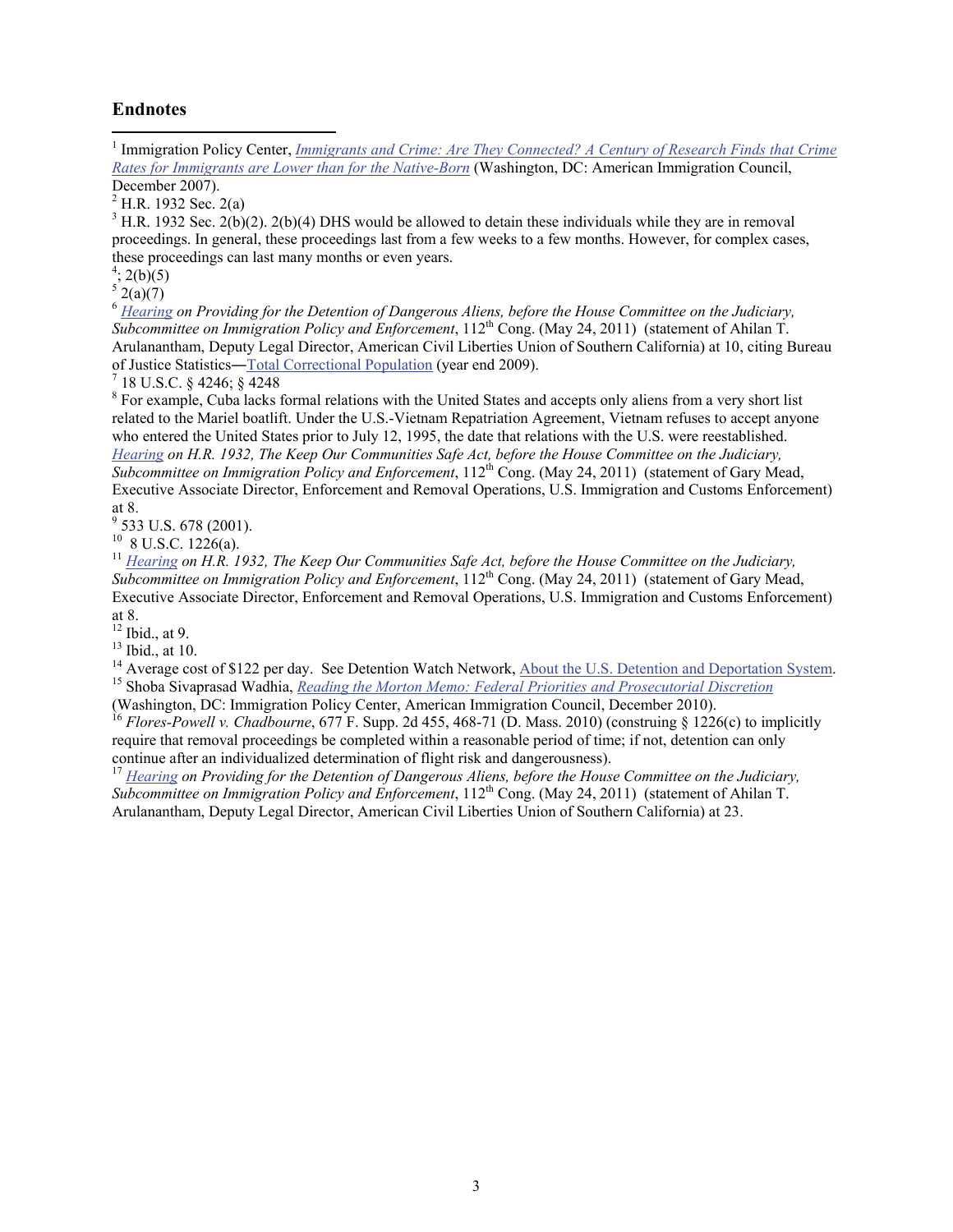## Endnotes

[1] Immigration Policy Center, *Immigrants and Crime: Are They Connected? A Century of Research Finds that Crime Rates for Immigrants are Lower than for the Native-Born* (Washington, DC: American Immigration Council, December 2007).

[2] H.R. 1932 Sec. 2(a)

[3] H.R. 1932 Sec. 2(b)(2). 2(b)(4) DHS would be allowed to detain these individuals while they are in removal proceedings. In general, these proceedings last from a few weeks to a few months. However, for complex cases, these proceedings can last many months or even years.

[4]; 2(b)(5)

[5] 2(a)(7)

[6] Hearing *on Providing for the Detention of Dangerous Aliens, before the House Committee on the Judiciary, Subcommittee on Immigration Policy and Enforcement*, 112th Cong. (May 24, 2011) (statement of Ahilan T. Arulanantham, Deputy Legal Director, American Civil Liberties Union of Southern California) at 10, citing Bureau of Justice Statistics—Total Correctional Population (year end 2009).

[7] 18 U.S.C. § 4246; § 4248

[8] For example, Cuba lacks formal relations with the United States and accepts only aliens from a very short list related to the Mariel boatlift. Under the U.S.-Vietnam Repatriation Agreement, Vietnam refuses to accept anyone who entered the United States prior to July 12, 1995, the date that relations with the U.S. were reestablished. Hearing *on H.R. 1932, The Keep Our Communities Safe Act, before the House Committee on the Judiciary, Subcommittee on Immigration Policy and Enforcement*, 112th Cong. (May 24, 2011) (statement of Gary Mead, Executive Associate Director, Enforcement and Removal Operations, U.S. Immigration and Customs Enforcement) at 8.

[9] 533 U.S. 678 (2001).

[10] 8 U.S.C. 1226(a).

[11] Hearing *on H.R. 1932, The Keep Our Communities Safe Act, before the House Committee on the Judiciary, Subcommittee on Immigration Policy and Enforcement*, 112th Cong. (May 24, 2011) (statement of Gary Mead, Executive Associate Director, Enforcement and Removal Operations, U.S. Immigration and Customs Enforcement) at 8.

[12] Ibid., at 9.

[13] Ibid., at 10.

[14] Average cost of $122 per day. See Detention Watch Network, About the U.S. Detention and Deportation System.

[15] Shoba Sivaprasad Wadhia, *Reading the Morton Memo: Federal Priorities and Prosecutorial Discretion* (Washington, DC: Immigration Policy Center, American Immigration Council, December 2010).

[16] *Flores-Powell v. Chadbourne*, 677 F. Supp. 2d 455, 468-71 (D. Mass. 2010) (construing § 1226(c) to implicitly require that removal proceedings be completed within a reasonable period of time; if not, detention can only continue after an individualized determination of flight risk and dangerousness).

[17] Hearing *on Providing for the Detention of Dangerous Aliens, before the House Committee on the Judiciary, Subcommittee on Immigration Policy and Enforcement*, 112th Cong. (May 24, 2011) (statement of Ahilan T. Arulanantham, Deputy Legal Director, American Civil Liberties Union of Southern California) at 23.